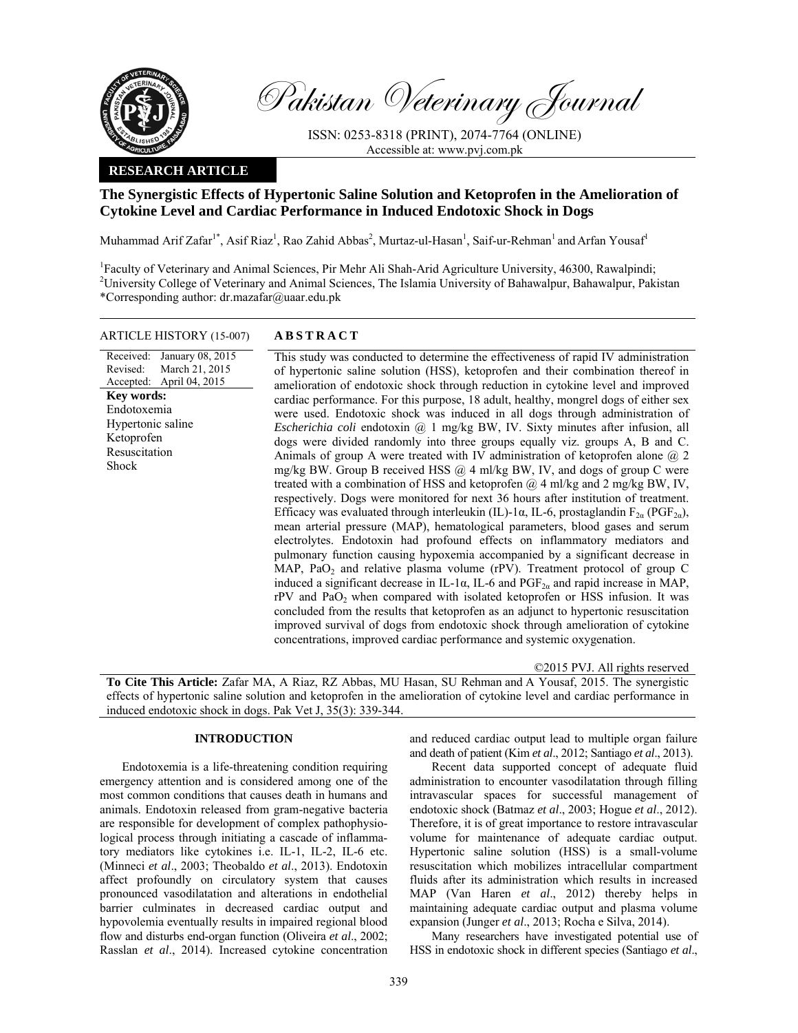# Pakistan Veterinary Journal

ISSN: 0253-8318 (PRINT), 2074-7764 (ONLINE)
Accessible at: www.pvj.com.pk

**RESEARCH ARTICLE**

## The Synergistic Effects of Hypertonic Saline Solution and Ketoprofen in the Amelioration of Cytokine Level and Cardiac Performance in Induced Endotoxic Shock in Dogs

Muhammad Arif Zafar[1*], Asif Riaz[1], Rao Zahid Abbas[2], Murtaz-ul-Hasan[1], Saif-ur-Rehman[1] and Arfan Yousaf[1]

[1]Faculty of Veterinary and Animal Sciences, Pir Mehr Ali Shah-Arid Agriculture University, 46300, Rawalpindi; [2]University College of Veterinary and Animal Sciences, The Islamia University of Bahawalpur, Bahawalpur, Pakistan
*Corresponding author: dr.mazafar@uaar.edu.pk

**ARTICLE HISTORY** (15-007)

Received: January 08, 2015
Revised: March 21, 2015
Accepted: April 04, 2015

**Key words:**
Endotoxemia
Hypertonic saline
Ketoprofen
Resuscitation
Shock

**ABSTRACT**

This study was conducted to determine the effectiveness of rapid IV administration of hypertonic saline solution (HSS), ketoprofen and their combination thereof in amelioration of endotoxic shock through reduction in cytokine level and improved cardiac performance. For this purpose, 18 adult, healthy, mongrel dogs of either sex were used. Endotoxic shock was induced in all dogs through administration of *Escherichia coli* endotoxin @ 1 mg/kg BW, IV. Sixty minutes after infusion, all dogs were divided randomly into three groups equally viz. groups A, B and C. Animals of group A were treated with IV administration of ketoprofen alone @ 2 mg/kg BW. Group B received HSS @ 4 ml/kg BW, IV, and dogs of group C were treated with a combination of HSS and ketoprofen @ 4 ml/kg and 2 mg/kg BW, IV, respectively. Dogs were monitored for next 36 hours after institution of treatment. Efficacy was evaluated through interleukin (IL)-1α, IL-6, prostaglandin $F_{2\alpha}$ ($PGF_{2\alpha}$), mean arterial pressure (MAP), hematological parameters, blood gases and serum electrolytes. Endotoxin had profound effects on inflammatory mediators and pulmonary function causing hypoxemia accompanied by a significant decrease in MAP, $PaO_2$ and relative plasma volume (rPV). Treatment protocol of group C induced a significant decrease in IL-1α, IL-6 and $PGF_{2\alpha}$ and rapid increase in MAP, rPV and $PaO_2$ when compared with isolated ketoprofen or HSS infusion. It was concluded from the results that ketoprofen as an adjunct to hypertonic resuscitation improved survival of dogs from endotoxic shock through amelioration of cytokine concentrations, improved cardiac performance and systemic oxygenation.

©2015 PVJ. All rights reserved

**To Cite This Article:** Zafar MA, A Riaz, RZ Abbas, MU Hasan, SU Rehman and A Yousaf, 2015. The synergistic effects of hypertonic saline solution and ketoprofen in the amelioration of cytokine level and cardiac performance in induced endotoxic shock in dogs. Pak Vet J, 35(3): 339-344.

## INTRODUCTION

Endotoxemia is a life-threatening condition requiring emergency attention and is considered among one of the most common conditions that causes death in humans and animals. Endotoxin released from gram-negative bacteria are responsible for development of complex pathophysiological process through initiating a cascade of inflammatory mediators like cytokines i.e. IL-1, IL-2, IL-6 etc. (Minneci *et al*., 2003; Theobaldo *et al*., 2013). Endotoxin affect profoundly on circulatory system that causes pronounced vasodilatation and alterations in endothelial barrier culminates in decreased cardiac output and hypovolemia eventually results in impaired regional blood flow and disturbs end-organ function (Oliveira *et al*., 2002; Rasslan *et al*., 2014). Increased cytokine concentration and reduced cardiac output lead to multiple organ failure and death of patient (Kim *et al*., 2012; Santiago *et al*., 2013).

Recent data supported concept of adequate fluid administration to encounter vasodilatation through filling intravascular spaces for successful management of endotoxic shock (Batmaz *et al*., 2003; Hogue *et al*., 2012). Therefore, it is of great importance to restore intravascular volume for maintenance of adequate cardiac output. Hypertonic saline solution (HSS) is a small-volume resuscitation which mobilizes intracellular compartment fluids after its administration which results in increased MAP (Van Haren *et al*., 2012) thereby helps in maintaining adequate cardiac output and plasma volume expansion (Junger *et al*., 2013; Rocha e Silva, 2014).

Many researchers have investigated potential use of HSS in endotoxic shock in different species (Santiago *et al*.,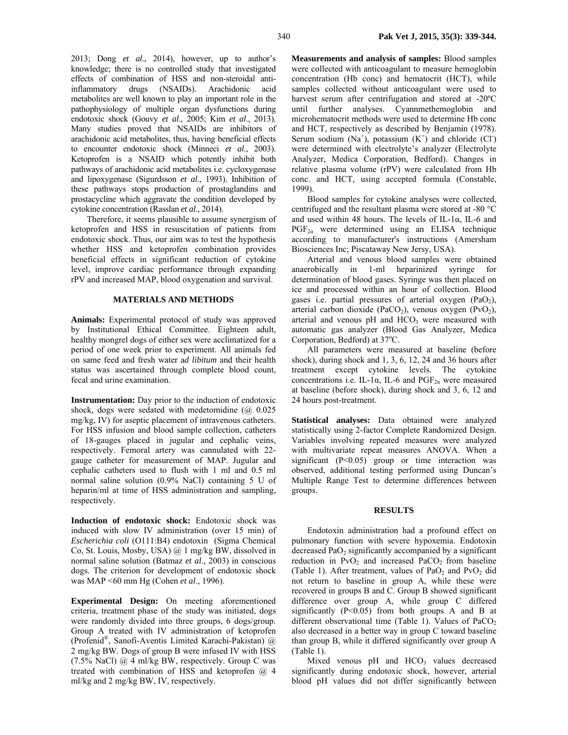2013; Dong *et al*., 2014), however, up to author's knowledge; there is no controlled study that investigated effects of combination of HSS and non-steroidal anti-inflammatory drugs (NSAIDs). Arachidonic acid metabolites are well known to play an important role in the pathophysiology of multiple organ dysfunctions during endotoxic shock (Gouvy *et al*., 2005; Kim *et al*., 2013). Many studies proved that NSAIDs are inhibitors of arachidonic acid metabolites, thus, having beneficial effects to encounter endotoxic shock (Minneci *et al*., 2003). Ketoprofen is a NSAID which potently inhibit both pathways of arachidonic acid metabolites i.e. cycloxygenase and lipoxygenase (Sigurdsson *et al*., 1993). Inhibition of these pathways stops production of prostaglandins and prostacycline which aggravate the condition developed by cytokine concentration (Rasslan *et al*., 2014).

Therefore, it seems plausible to assume synergism of ketoprofen and HSS in resuscitation of patients from endotoxic shock. Thus, our aim was to test the hypothesis whether HSS and ketoprofen combination provides beneficial effects in significant reduction of cytokine level, improve cardiac performance through expanding rPV and increased MAP, blood oxygenation and survival.

## MATERIALS AND METHODS

**Animals:** Experimental protocol of study was approved by Institutional Ethical Committee. Eighteen adult, healthy mongrel dogs of either sex were acclimatized for a period of one week prior to experiment. All animals fed on same feed and fresh water a*d libitum* and their health status was ascertained through complete blood count, fecal and urine examination.

**Instrumentation:** Day prior to the induction of endotoxic shock, dogs were sedated with medetomidine (@ 0.025 mg/kg, IV) for aseptic placement of intravenous catheters. For HSS infusion and blood sample collection, catheters of 18-gauges placed in jugular and cephalic veins, respectively. Femoral artery was cannulated with 22-gauge catheter for measurement of MAP. Jugular and cephalic catheters used to flush with 1 ml and 0.5 ml normal saline solution (0.9% NaCl) containing 5 U of heparin/ml at time of HSS administration and sampling, respectively.

**Induction of endotoxic shock:** Endotoxic shock was induced with slow IV administration (over 15 min) of *Escherichia coli* (O111:B4) endotoxin (Sigma Chemical Co, St. Louis, Mosby, USA) @ 1 mg/kg BW, dissolved in normal saline solution (Batmaz *et al*., 2003) in conscious dogs. The criterion for development of endotoxic shock was MAP <60 mm Hg (Cohen *et al*., 1996).

**Experimental Design:** On meeting aforementioned criteria, treatment phase of the study was initiated, dogs were randomly divided into three groups, 6 dogs/group. Group A treated with IV administration of ketoprofen (Profenid®, Sanofi-Aventis Limited Karachi-Pakistan) @ 2 mg/kg BW. Dogs of group B were infused IV with HSS (7.5% NaCl) @ 4 ml/kg BW, respectively. Group C was treated with combination of HSS and ketoprofen @ 4 ml/kg and 2 mg/kg BW, IV, respectively.

**Measurements and analysis of samples:** Blood samples were collected with anticoagulant to measure hemoglobin concentration (Hb conc) and hematocrit (HCT), while samples collected without anticoagulant were used to harvest serum after centrifugation and stored at -20ºC until further analyses. Cyannmethemoglobin and microhematocrit methods were used to determine Hb conc and HCT, respectively as described by Benjamin (1978). Serum sodium ($Na^+$), potassium ($K^+$) and chloride ($Cl^-$) were determined with electrolyte's analyzer (Electrolyte Analyzer, Medica Corporation, Bedford). Changes in relative plasma volume (rPV) were calculated from Hb conc. and HCT, using accepted formula (Constable, 1999).

Blood samples for cytokine analyses were collected, centrifuged and the resultant plasma were stored at -80 °C and used within 48 hours. The levels of IL-1α, IL-6 and $PGF_{2\alpha}$ were determined using an ELISA technique according to manufacturer's instructions (Amersham Biosciences Inc; Piscataway New Jersy, USA).

Arterial and venous blood samples were obtained anaerobically in 1-ml heparinized syringe for determination of blood gases. Syringe was then placed on ice and processed within an hour of collection. Blood gases i.e. partial pressures of arterial oxygen ($PaO_2$), arterial carbon dioxide ($PaCO_2$), venous oxygen ($PvO_2$), arterial and venous pH and $HCO_3$ were measured with automatic gas analyzer (Blood Gas Analyzer, Medica Corporation, Bedford) at 37ºC.

All parameters were measured at baseline (before shock), during shock and 1, 3, 6, 12, 24 and 36 hours after treatment except cytokine levels. The cytokine concentrations i.e. IL-1α, IL-6 and $PGF_{2\alpha}$ were measured at baseline (before shock), during shock and 3, 6, 12 and 24 hours post-treatment.

**Statistical analyses:** Data obtained were analyzed statistically using 2-factor Complete Randomized Design. Variables involving repeated measures were analyzed with multivariate repeat measures ANOVA. When a significant ($P<0.05$) group or time interaction was observed, additional testing performed using Duncan's Multiple Range Test to determine differences between groups.

## RESULTS

Endotoxin administration had a profound effect on pulmonary function with severe hypoxemia. Endotoxin decreased $PaO_2$ significantly accompanied by a significant reduction in $PvO_2$ and increased $PaCO_2$ from baseline (Table 1). After treatment, values of $PaO_2$ and $PvO_2$ did not return to baseline in group A, while these were recovered in groups B and C. Group B showed significant difference over group A, while group C differed significantly ($P<0.05$) from both groups A and B at different observational time (Table 1). Values of $PaCO_2$ also decreased in a better way in group C toward baseline than group B, while it differed significantly over group A (Table 1).

Mixed venous pH and $HCO_3$ values decreased significantly during endotoxic shock, however, arterial blood pH values did not differ significantly between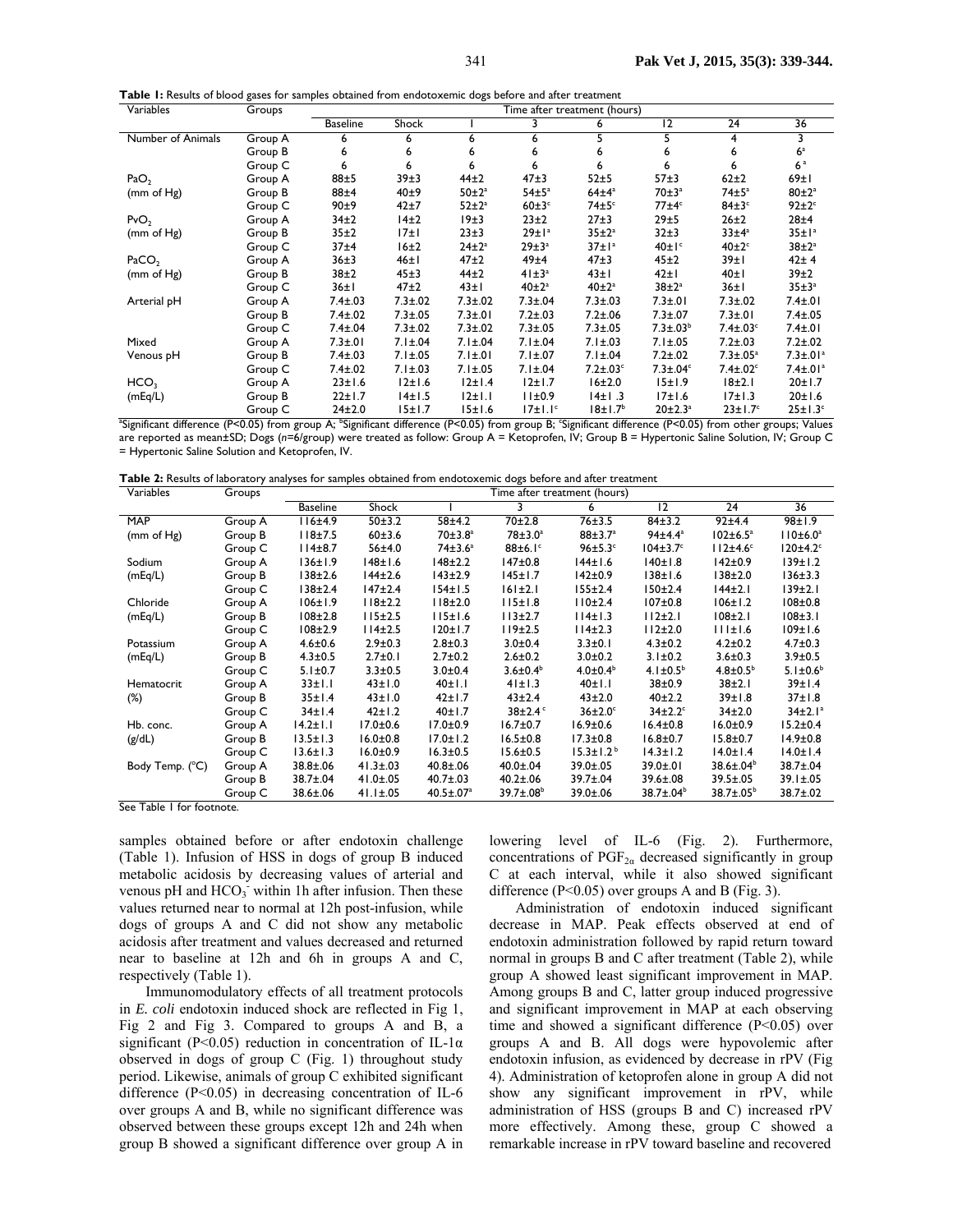**Table 1:** Results of blood gases for samples obtained from endotoxemic dogs before and after treatment

| Variables | Groups | Time after treatment (hours) | | | | | | | |
|---|---|---|---|---|---|---|---|---|---|
| | | Baseline | Shock | 1 | 3 | 6 | 12 | 24 | 36 |
| Number of Animals | Group A | 6 | 6 | 6 | 6 | 5 | 5 | 4 | 3 |
| | Group B | 6 | 6 | 6 | 6 | 6 | 6 | 6 | 6[a] |
| | Group C | 6 | 6 | 6 | 6 | 6 | 6 | 6 | 6[a] |
| $PaO_2$ | Group A | 88±5 | 39±3 | 44±2 | 47±3 | 52±5 | 57±3 | 62±2 | 69±1 |
| (mm of Hg) | Group B | 88±4 | 40±9 | 50±2[a] | 54±5[a] | 64±4[a] | 70±3[a] | 74±5[a] | 80±2[a] |
| | Group C | 90±9 | 42±7 | 52±2[a] | 60±3[c] | 74±5[c] | 77±4[c] | 84±3[c] | 92±2[c] |
| $PvO_2$ | Group A | 34±2 | 14±2 | 19±3 | 23±2 | 27±3 | 29±5 | 26±2 | 28±4 |
| (mm of Hg) | Group B | 35±2 | 17±1 | 23±3 | 29±1[a] | 35±2[a] | 32±3 | 33±4[a] | 35±1[a] |
| | Group C | 37±4 | 16±2 | 24±2[a] | 29±3[a] | 37±1[a] | 40±1[c] | 40±2[c] | 38±2[a] |
| $PaCO_2$ | Group A | 36±3 | 46±1 | 47±2 | 49±4 | 47±3 | 45±2 | 39±1 | 42± 4 |
| (mm of Hg) | Group B | 38±2 | 45±3 | 44±2 | 41±3[a] | 43±1 | 42±1 | 40±1 | 39±2 |
| | Group C | 36±1 | 47±2 | 43±1 | 40±2[a] | 40±2[a] | 38±2[a] | 36±1 | 35±3[a] |
| Arterial pH | Group A | 7.4±.03 | 7.3±.02 | 7.3±.02 | 7.3±.04 | 7.3±.03 | 7.3±.01 | 7.3±.02 | 7.4±.01 |
| | Group B | 7.4±.02 | 7.3±.05 | 7.3±.01 | 7.2±.03 | 7.2±.06 | 7.3±.07 | 7.3±.01 | 7.4±.05 |
| | Group C | 7.4±.04 | 7.3±.02 | 7.3±.02 | 7.3±.05 | 7.3±.05 | 7.3±.03[b] | 7.4±.03[c] | 7.4±.01 |
| Mixed | Group A | 7.3±.01 | 7.1±.04 | 7.1±.04 | 7.1±.04 | 7.1±.03 | 7.1±.05 | 7.2±.03 | 7.2±.02 |
| Venous pH | Group B | 7.4±.03 | 7.1±.05 | 7.1±.01 | 7.1±.07 | 7.1±.04 | 7.2±.02 | 7.3±.05[a] | 7.3±.01[a] |
| | Group C | 7.4±.02 | 7.1±.03 | 7.1±.05 | 7.1±.04 | 7.2±.03[c] | 7.3±.04[c] | 7.4±.02[c] | 7.4±.01[a] |
| $HCO_3$ | Group A | 23±1.6 | 12±1.6 | 12±1.4 | 12±1.7 | 16±2.0 | 15±1.9 | 18±2.1 | 20±1.7 |
| (mEq/L) | Group B | 22±1.7 | 14±1.5 | 12±1.1 | 11±0.9 | 14±1 .3 | 17±1.6 | 17±1.6 | 20±1.6 |
| | Group C | 24±2.0 | 15±1.7 | 15±1.6 | 17±1.1[c] | 18±1.7[b] | 20±2.3[a] | 23±1.7[c] | 25±1.3[c] |

[a]Significant difference (P<0.05) from group A; [b]Significant difference (P<0.05) from group B; [c]Significant difference (P<0.05) from other groups; Values are reported as mean±SD; Dogs (*n*=6/group) were treated as follow: Group A = Ketoprofen, IV; Group B = Hypertonic Saline Solution, IV; Group C = Hypertonic Saline Solution and Ketoprofen, IV.

**Table 2:** Results of laboratory analyses for samples obtained from endotoxemic dogs before and after treatment

| Variables | Groups | Time after treatment (hours) | | | | | | | |
|---|---|---|---|---|---|---|---|---|---|
| | | Baseline | Shock | 1 | 3 | 6 | 12 | 24 | 36 |
| MAP | Group A | 116±4.9 | 50±3.2 | 58±4.2 | 70±2.8 | 76±3.5 | 84±3.2 | 92±4.4 | 98±1.9 |
| (mm of Hg) | Group B | 118±7.5 | 60±3.6 | 70±3.8[a] | 78±3.0[a] | 88±3.7[a] | 94±4.4[a] | 102±6.5[a] | 110±6.0[a] |
| | Group C | 114±8.7 | 56±4.0 | 74±3.6[a] | 88±6.1[c] | 96±5.3[c] | 104±3.7[c] | 112±4.6[c] | 120±4.2[c] |
| Sodium | Group A | 136±1.9 | 148±1.6 | 148±2.2 | 147±0.8 | 144±1.6 | 140±1.8 | 142±0.9 | 139±1.2 |
| (mEq/L) | Group B | 138±2.6 | 144±2.6 | 143±2.9 | 145±1.7 | 142±0.9 | 138±1.6 | 138±2.0 | 136±3.3 |
| | Group C | 138±2.4 | 147±2.4 | 154±1.5 | 161±2.1 | 155±2.4 | 150±2.4 | 144±2.1 | 139±2.1 |
| Chloride | Group A | 106±1.9 | 118±2.2 | 118±2.2 | 115±1.8 | 110±2.4 | 107±0.8 | 106±1.2 | 108±0.8 |
| (mEq/L) | Group B | 108±2.8 | 115±2.5 | 115±1.6 | 113±2.7 | 114±1.3 | 112±2.1 | 108±2.1 | 108±3.1 |
| | Group C | 108±2.9 | 114±2.5 | 120±1.7 | 119±2.5 | 114±2.3 | 112±2.0 | 111±1.6 | 109±1.6 |
| Potassium | Group A | 4.6±0.6 | 2.9±0.3 | 2.8±0.3 | 3.0±0.4 | 3.3±0.1 | 4.3±0.2 | 4.2±0.2 | 4.7±0.3 |
| (mEq/L) | Group B | 4.3±0.5 | 2.7±0.1 | 2.7±0.2 | 2.6±0.2 | 3.0±0.2 | 3.1±0.2 | 3.6±0.3 | 3.9±0.5 |
| | Group C | 5.1±0.7 | 3.3±0.5 | 3.0±0.4 | 3.6±0.4[b] | 4.0±0.4[b] | 4.1±0.5[b] | 4.8±0.5[b] | 5.1±0.6[b] |
| Hematocrit | Group A | 33±1.1 | 43±1.0 | 40±1.1 | 41±1.3 | 40±1.1 | 38±0.9 | 38±2.1 | 39±1.4 |
| (%) | Group B | 35±1.4 | 43±1.0 | 42±1.7 | 43±2.4 | 43±2.0 | 40±2.2 | 39±1.8 | 37±1.8 |
| | Group C | 34±1.4 | 42±1.2 | 40±1.7 | 38±2.4[c] | 36±2.0[c] | 34±2.2[c] | 34±2.0 | 34±2.1[a] |
| Hb. conc. | Group A | 14.2±1.1 | 17.0±0.6 | 17.0±0.9 | 16.7±0.7 | 16.9±0.6 | 16.4±0.8 | 16.0±0.9 | 15.2±0.4 |
| (g/dL) | Group B | 13.5±1.3 | 16.0±0.8 | 17.0±1.2 | 16.5±0.8 | 17.3±0.8 | 16.8±0.7 | 15.8±0.7 | 14.9±0.8 |
| | Group C | 13.6±1.3 | 16.0±0.9 | 16.3±0.5 | 15.6±0.5 | 15.3±1.2[b] | 14.3±1.2 | 14.0±1.4 | 14.0±1.4 |
| Body Temp. (°C) | Group A | 38.8±.06 | 41.3±.03 | 40.8±.06 | 40.0±.04 | 39.0±.05 | 39.0±.01 | 38.6±.04[b] | 38.7±.04 |
| | Group B | 38.7±.04 | 41.0±.05 | 40.7±.03 | 40.2±.06 | 39.7±.04 | 39.6±.08 | 39.5±.05 | 39.1±.05 |
| | Group C | 38.6±.06 | 41.1±.05 | 40.5±.07[a] | 39.7±.08[b] | 39.0±.06 | 38.7±.04[b] | 38.7±.05[b] | 38.7±.02 |

See Table 1 for footnote.

samples obtained before or after endotoxin challenge (Table 1). Infusion of HSS in dogs of group B induced metabolic acidosis by decreasing values of arterial and venous pH and $HCO_3^-$ within 1h after infusion. Then these values returned near to normal at 12h post-infusion, while dogs of groups A and C did not show any metabolic acidosis after treatment and values decreased and returned near to baseline at 12h and 6h in groups A and C, respectively (Table 1).

Immunomodulatory effects of all treatment protocols in *E. coli* endotoxin induced shock are reflected in Fig 1, Fig 2 and Fig 3. Compared to groups A and B, a significant (P<0.05) reduction in concentration of IL-1α observed in dogs of group C (Fig. 1) throughout study period. Likewise, animals of group C exhibited significant difference (P<0.05) in decreasing concentration of IL-6 over groups A and B, while no significant difference was observed between these groups except 12h and 24h when group B showed a significant difference over group A in lowering level of IL-6 (Fig. 2). Furthermore, concentrations of $PGF_{2\alpha}$ decreased significantly in group C at each interval, while it also showed significant difference (P<0.05) over groups A and B (Fig. 3).

Administration of endotoxin induced significant decrease in MAP. Peak effects observed at end of endotoxin administration followed by rapid return toward normal in groups B and C after treatment (Table 2), while group A showed least significant improvement in MAP. Among groups B and C, latter group induced progressive and significant improvement in MAP at each observing time and showed a significant difference (P<0.05) over groups A and B. All dogs were hypovolemic after endotoxin infusion, as evidenced by decrease in rPV (Fig 4). Administration of ketoprofen alone in group A did not show any significant improvement in rPV, while administration of HSS (groups B and C) increased rPV more effectively. Among these, group C showed a remarkable increase in rPV toward baseline and recovered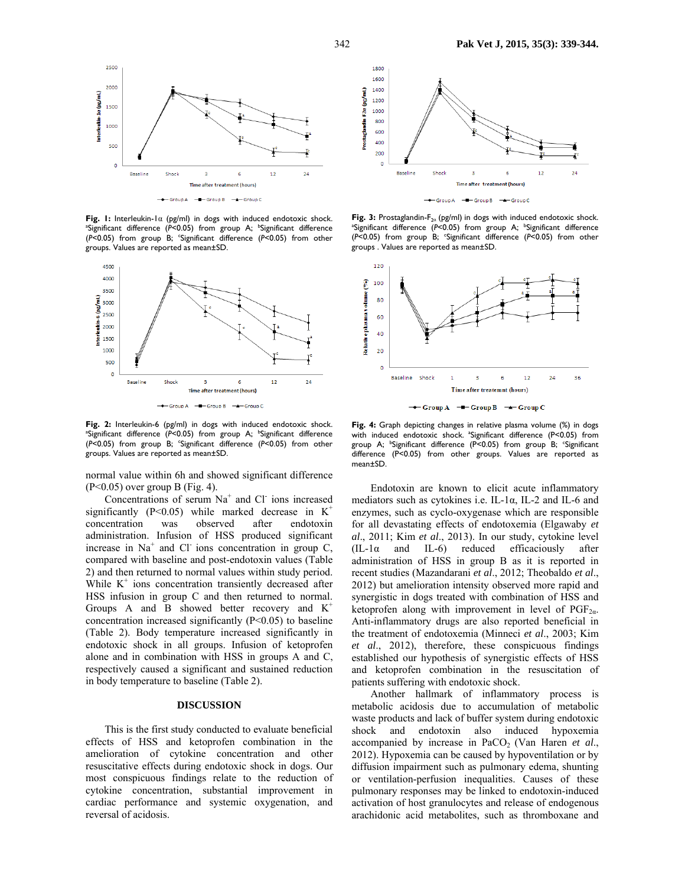Fig. 1: Interleukin-1α (pg/ml) in dogs with induced endotoxic shock. [a]Significant difference ($P<0.05$) from group A; [b]Significant difference ($P<0.05$) from group B; [c]Significant difference ($P<0.05$) from other groups. Values are reported as mean±SD.

Fig. 2: Interleukin-6 (pg/ml) in dogs with induced endotoxic shock. [a]Significant difference ($P<0.05$) from group A; [b]Significant difference ($P<0.05$) from group B; [c]Significant difference ($P<0.05$) from other groups. Values are reported as mean±SD.

Fig. 3: Prostaglandin-$F_{2\alpha}$ (pg/ml) in dogs with induced endotoxic shock. [a]Significant difference ($P<0.05$) from group A; [b]Significant difference ($P<0.05$) from group B; [c]Significant difference ($P<0.05$) from other groups . Values are reported as mean±SD.

Fig. 4: Graph depicting changes in relative plasma volume (%) in dogs with induced endotoxic shock. [a]Significant difference ($P<0.05$) from group A; [b]Significant difference ($P<0.05$) from group B; [c]Significant difference ($P<0.05$) from other groups. Values are reported as mean±SD.

normal value within 6h and showed significant difference ($P<0.05$) over group B (Fig. 4).

Concentrations of serum $Na^+$ and $Cl^-$ ions increased significantly ($P<0.05$) while marked decrease in $K^+$ concentration was observed after endotoxin administration. Infusion of HSS produced significant increase in $Na^+$ and $Cl^-$ ions concentration in group C, compared with baseline and post-endotoxin values (Table 2) and then returned to normal values within study period. While $K^+$ ions concentration transiently decreased after HSS infusion in group C and then returned to normal. Groups A and B showed better recovery and $K^+$ concentration increased significantly ($P<0.05$) to baseline (Table 2). Body temperature increased significantly in endotoxic shock in all groups. Infusion of ketoprofen alone and in combination with HSS in groups A and C, respectively caused a significant and sustained reduction in body temperature to baseline (Table 2).

## DISCUSSION

This is the first study conducted to evaluate beneficial effects of HSS and ketoprofen combination in the amelioration of cytokine concentration and other resuscitative effects during endotoxic shock in dogs. Our most conspicuous findings relate to the reduction of cytokine concentration, substantial improvement in cardiac performance and systemic oxygenation, and reversal of acidosis.

Endotoxin are known to elicit acute inflammatory mediators such as cytokines i.e. IL-1α, IL-2 and IL-6 and enzymes, such as cyclo-oxygenase which are responsible for all devastating effects of endotoxemia (Elgawaby *et al*., 2011; Kim *et al*., 2013). In our study, cytokine level (IL-1α and IL-6) reduced efficaciously after administration of HSS in group B as it is reported in recent studies (Mazandarani *et al*., 2012; Theobaldo *et al*., 2012) but amelioration intensity observed more rapid and synergistic in dogs treated with combination of HSS and ketoprofen along with improvement in level of $PGF_{2\alpha}$. Anti-inflammatory drugs are also reported beneficial in the treatment of endotoxemia (Minneci *et al*., 2003; Kim *et al*., 2012), therefore, these conspicuous findings established our hypothesis of synergistic effects of HSS and ketoprofen combination in the resuscitation of patients suffering with endotoxic shock.

Another hallmark of inflammatory process is metabolic acidosis due to accumulation of metabolic waste products and lack of buffer system during endotoxic shock and endotoxin also induced hypoxemia accompanied by increase in $PaCO_2$ (Van Haren *et al*., 2012). Hypoxemia can be caused by hypoventilation or by diffusion impairment such as pulmonary edema, shunting or ventilation-perfusion inequalities. Causes of these pulmonary responses may be linked to endotoxin-induced activation of host granulocytes and release of endogenous arachidonic acid metabolites, such as thromboxane and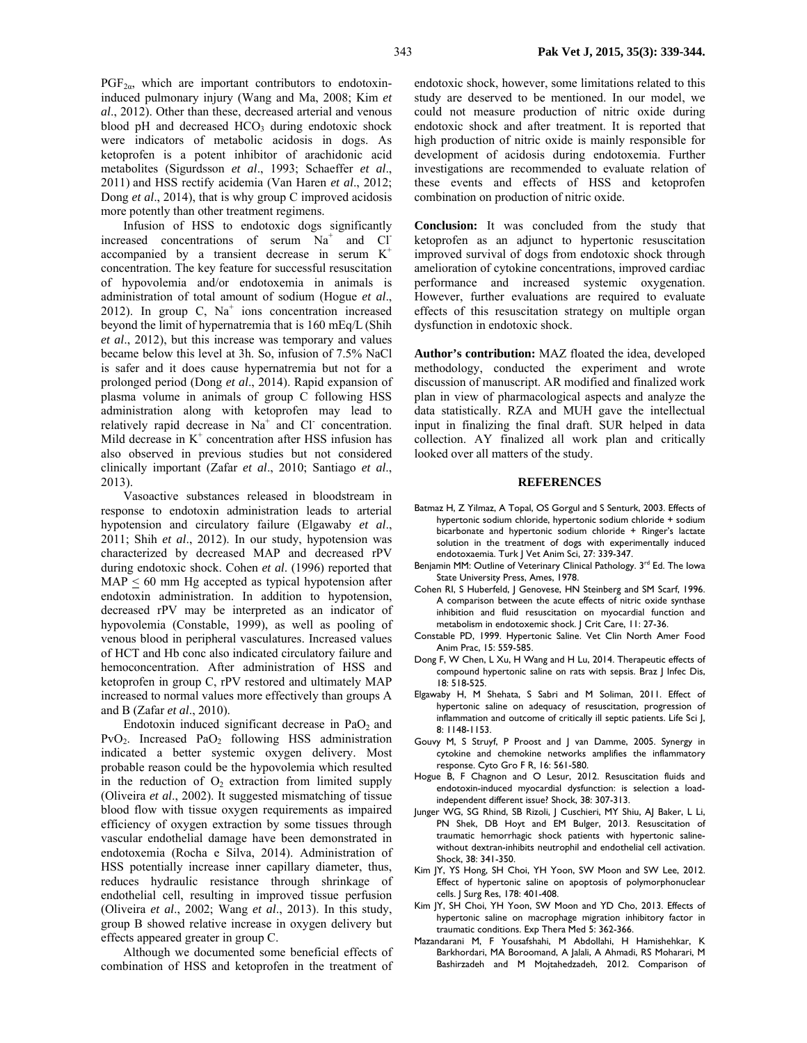$PGF_{2\alpha}$, which are important contributors to endotoxin-induced pulmonary injury (Wang and Ma, 2008; Kim *et al*., 2012). Other than these, decreased arterial and venous blood pH and decreased $HCO_3$ during endotoxic shock were indicators of metabolic acidosis in dogs. As ketoprofen is a potent inhibitor of arachidonic acid metabolites (Sigurdsson *et al*., 1993; Schaeffer *et al*., 2011) and HSS rectify acidemia (Van Haren *et al*., 2012; Dong *et al*., 2014), that is why group C improved acidosis more potently than other treatment regimens.

Infusion of HSS to endotoxic dogs significantly increased concentrations of serum $Na^+$ and $Cl^-$ accompanied by a transient decrease in serum $K^+$ concentration. The key feature for successful resuscitation of hypovolemia and/or endotoxemia in animals is administration of total amount of sodium (Hogue *et al*., 2012). In group C, $Na^+$ ions concentration increased beyond the limit of hypernatremia that is 160 mEq/L (Shih *et al*., 2012), but this increase was temporary and values became below this level at 3h. So, infusion of 7.5% NaCl is safer and it does cause hypernatremia but not for a prolonged period (Dong *et al*., 2014). Rapid expansion of plasma volume in animals of group C following HSS administration along with ketoprofen may lead to relatively rapid decrease in $Na^+$ and $Cl^-$ concentration. Mild decrease in $K^+$ concentration after HSS infusion has also observed in previous studies but not considered clinically important (Zafar *et al*., 2010; Santiago *et al*., 2013).

Vasoactive substances released in bloodstream in response to endotoxin administration leads to arterial hypotension and circulatory failure (Elgawaby *et al*., 2011; Shih *et al*., 2012). In our study, hypotension was characterized by decreased MAP and decreased rPV during endotoxic shock. Cohen *et al*. (1996) reported that MAP $\leq$ 60 mm Hg accepted as typical hypotension after endotoxin administration. In addition to hypotension, decreased rPV may be interpreted as an indicator of hypovolemia (Constable, 1999), as well as pooling of venous blood in peripheral vasculatures. Increased values of HCT and Hb conc also indicated circulatory failure and hemoconcentration. After administration of HSS and ketoprofen in group C, rPV restored and ultimately MAP increased to normal values more effectively than groups A and B (Zafar *et al*., 2010).

Endotoxin induced significant decrease in $PaO_2$ and $PvO_2$. Increased $PaO_2$ following HSS administration indicated a better systemic oxygen delivery. Most probable reason could be the hypovolemia which resulted in the reduction of $O_2$ extraction from limited supply (Oliveira *et al*., 2002). It suggested mismatching of tissue blood flow with tissue oxygen requirements as impaired efficiency of oxygen extraction by some tissues through vascular endothelial damage have been demonstrated in endotoxemia (Rocha e Silva, 2014). Administration of HSS potentially increase inner capillary diameter, thus, reduces hydraulic resistance through shrinkage of endothelial cell, resulting in improved tissue perfusion (Oliveira *et al*., 2002; Wang *et al*., 2013). In this study, group B showed relative increase in oxygen delivery but effects appeared greater in group C.

Although we documented some beneficial effects of combination of HSS and ketoprofen in the treatment of endotoxic shock, however, some limitations related to this study are deserved to be mentioned. In our model, we could not measure production of nitric oxide during endotoxic shock and after treatment. It is reported that high production of nitric oxide is mainly responsible for development of acidosis during endotoxemia. Further investigations are recommended to evaluate relation of these events and effects of HSS and ketoprofen combination on production of nitric oxide.

**Conclusion:** It was concluded from the study that ketoprofen as an adjunct to hypertonic resuscitation improved survival of dogs from endotoxic shock through amelioration of cytokine concentrations, improved cardiac performance and increased systemic oxygenation. However, further evaluations are required to evaluate effects of this resuscitation strategy on multiple organ dysfunction in endotoxic shock.

**Author's contribution:** MAZ floated the idea, developed methodology, conducted the experiment and wrote discussion of manuscript. AR modified and finalized work plan in view of pharmacological aspects and analyze the data statistically. RZA and MUH gave the intellectual input in finalizing the final draft. SUR helped in data collection. AY finalized all work plan and critically looked over all matters of the study.

## REFERENCES

Batmaz H, Z Yilmaz, A Topal, OS Gorgul and S Senturk, 2003. Effects of hypertonic sodium chloride, hypertonic sodium chloride + sodium bicarbonate and hypertonic sodium chloride + Ringer's lactate solution in the treatment of dogs with experimentally induced endotoxaemia. Turk J Vet Anim Sci, 27: 339-347.

Benjamin MM: Outline of Veterinary Clinical Pathology. 3rd Ed. The Iowa State University Press, Ames, 1978.

Cohen RI, S Huberfeld, J Genovese, HN Steinberg and SM Scarf, 1996. A comparison between the acute effects of nitric oxide synthase inhibition and fluid resuscitation on myocardial function and metabolism in endotoxemic shock. J Crit Care, 11: 27-36.

Constable PD, 1999. Hypertonic Saline. Vet Clin North Amer Food Anim Prac, 15: 559-585.

Dong F, W Chen, L Xu, H Wang and H Lu, 2014. Therapeutic effects of compound hypertonic saline on rats with sepsis. Braz J Infec Dis, 18: 518-525.

Elgawaby H, M Shehata, S Sabri and M Soliman, 2011. Effect of hypertonic saline on adequacy of resuscitation, progression of inflammation and outcome of critically ill septic patients. Life Sci J, 8: 1148-1153.

Gouvy M, S Struyf, P Proost and J van Damme, 2005. Synergy in cytokine and chemokine networks amplifies the inflammatory response. Cyto Gro F R, 16: 561-580.

Hogue B, F Chagnon and O Lesur, 2012. Resuscitation fluids and endotoxin-induced myocardial dysfunction: is selection a load-independent different issue? Shock, 38: 307-313.

Junger WG, SG Rhind, SB Rizoli, J Cuschieri, MY Shiu, AJ Baker, L Li, PN Shek, DB Hoyt and EM Bulger, 2013. Resuscitation of traumatic hemorrhagic shock patients with hypertonic saline-without dextran-inhibits neutrophil and endothelial cell activation. Shock, 38: 341-350.

Kim JY, YS Hong, SH Choi, YH Yoon, SW Moon and SW Lee, 2012. Effect of hypertonic saline on apoptosis of polymorphonuclear cells. J Surg Res, 178: 401-408.

Kim JY, SH Choi, YH Yoon, SW Moon and YD Cho, 2013. Effects of hypertonic saline on macrophage migration inhibitory factor in traumatic conditions. Exp Thera Med 5: 362-366.

Mazandarani M, F Yousafshahi, M Abdollahi, H Hamishehkar, K Barkhordari, MA Boroomand, A Jalali, A Ahmadi, RS Moharari, M Bashirzadeh and M Mojtahedzadeh, 2012. Comparison of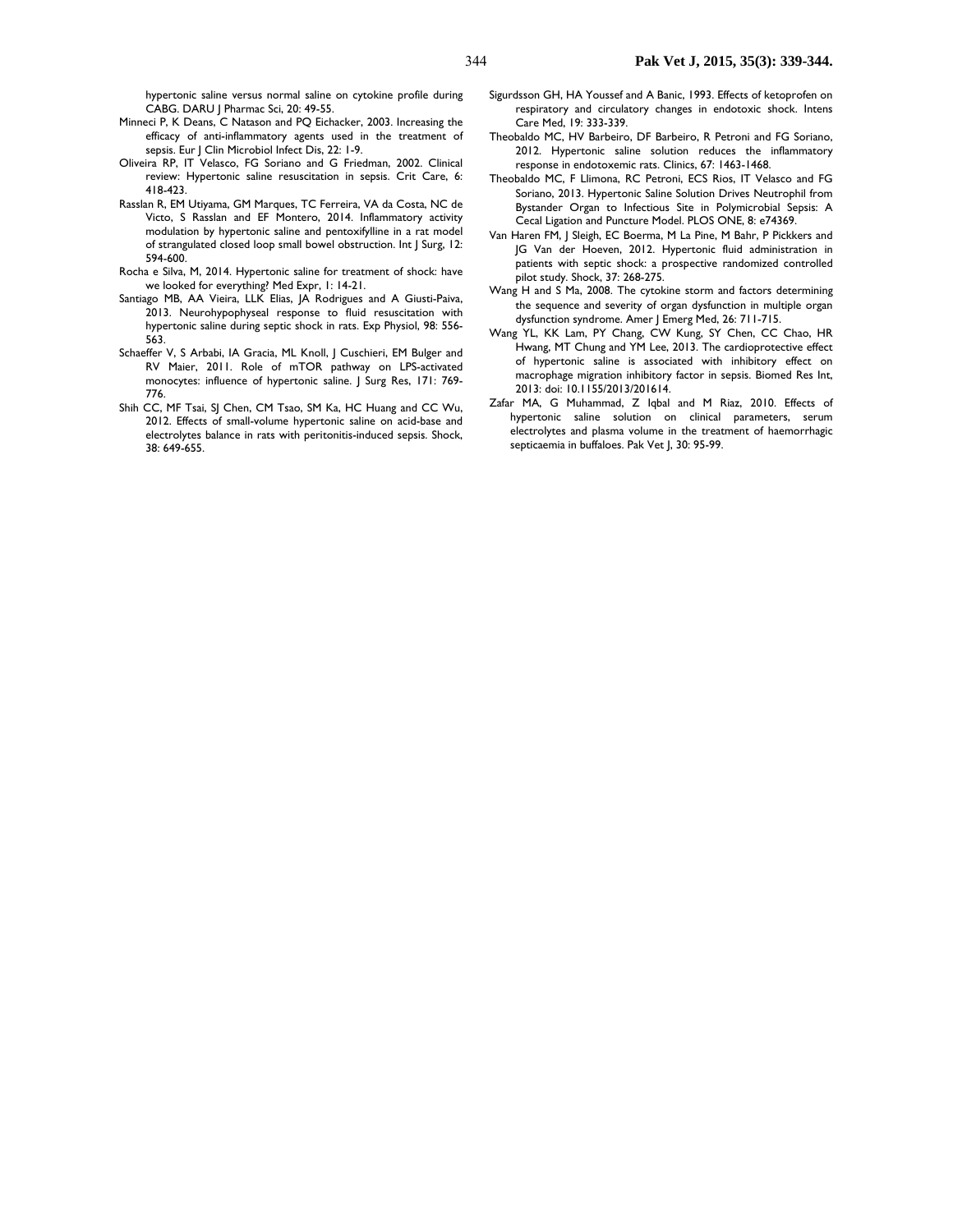hypertonic saline versus normal saline on cytokine profile during CABG. DARU J Pharmac Sci, 20: 49-55.

Minneci P, K Deans, C Natason and PQ Eichacker, 2003. Increasing the efficacy of anti-inflammatory agents used in the treatment of sepsis. Eur J Clin Microbiol Infect Dis, 22: 1-9.

Oliveira RP, IT Velasco, FG Soriano and G Friedman, 2002. Clinical review: Hypertonic saline resuscitation in sepsis. Crit Care, 6: 418-423.

Rasslan R, EM Utiyama, GM Marques, TC Ferreira, VA da Costa, NC de Victo, S Rasslan and EF Montero, 2014. Inflammatory activity modulation by hypertonic saline and pentoxifylline in a rat model of strangulated closed loop small bowel obstruction. Int J Surg, 12: 594-600.

Rocha e Silva, M, 2014. Hypertonic saline for treatment of shock: have we looked for everything? Med Expr, 1: 14-21.

Santiago MB, AA Vieira, LLK Elias, JA Rodrigues and A Giusti-Paiva, 2013. Neurohypophyseal response to fluid resuscitation with hypertonic saline during septic shock in rats. Exp Physiol, 98: 556-563.

Schaeffer V, S Arbabi, IA Gracia, ML Knoll, J Cuschieri, EM Bulger and RV Maier, 2011. Role of mTOR pathway on LPS-activated monocytes: influence of hypertonic saline. J Surg Res, 171: 769-776.

Shih CC, MF Tsai, SJ Chen, CM Tsao, SM Ka, HC Huang and CC Wu, 2012. Effects of small-volume hypertonic saline on acid-base and electrolytes balance in rats with peritonitis-induced sepsis. Shock, 38: 649-655.

Sigurdsson GH, HA Youssef and A Banic, 1993. Effects of ketoprofen on respiratory and circulatory changes in endotoxic shock. Intens Care Med, 19: 333-339.

Theobaldo MC, HV Barbeiro, DF Barbeiro, R Petroni and FG Soriano, 2012. Hypertonic saline solution reduces the inflammatory response in endotoxemic rats. Clinics, 67: 1463-1468.

Theobaldo MC, F Llimona, RC Petroni, ECS Rios, IT Velasco and FG Soriano, 2013. Hypertonic Saline Solution Drives Neutrophil from Bystander Organ to Infectious Site in Polymicrobial Sepsis: A Cecal Ligation and Puncture Model. PLOS ONE, 8: e74369.

Van Haren FM, J Sleigh, EC Boerma, M La Pine, M Bahr, P Pickkers and JG Van der Hoeven, 2012. Hypertonic fluid administration in patients with septic shock: a prospective randomized controlled pilot study. Shock, 37: 268-275.

Wang H and S Ma, 2008. The cytokine storm and factors determining the sequence and severity of organ dysfunction in multiple organ dysfunction syndrome. Amer J Emerg Med, 26: 711-715.

Wang YL, KK Lam, PY Chang, CW Kung, SY Chen, CC Chao, HR Hwang, MT Chung and YM Lee, 2013. The cardioprotective effect of hypertonic saline is associated with inhibitory effect on macrophage migration inhibitory factor in sepsis. Biomed Res Int, 2013: doi: 10.1155/2013/201614.

Zafar MA, G Muhammad, Z Iqbal and M Riaz, 2010. Effects of hypertonic saline solution on clinical parameters, serum electrolytes and plasma volume in the treatment of haemorrhagic septicaemia in buffaloes. Pak Vet J, 30: 95-99.